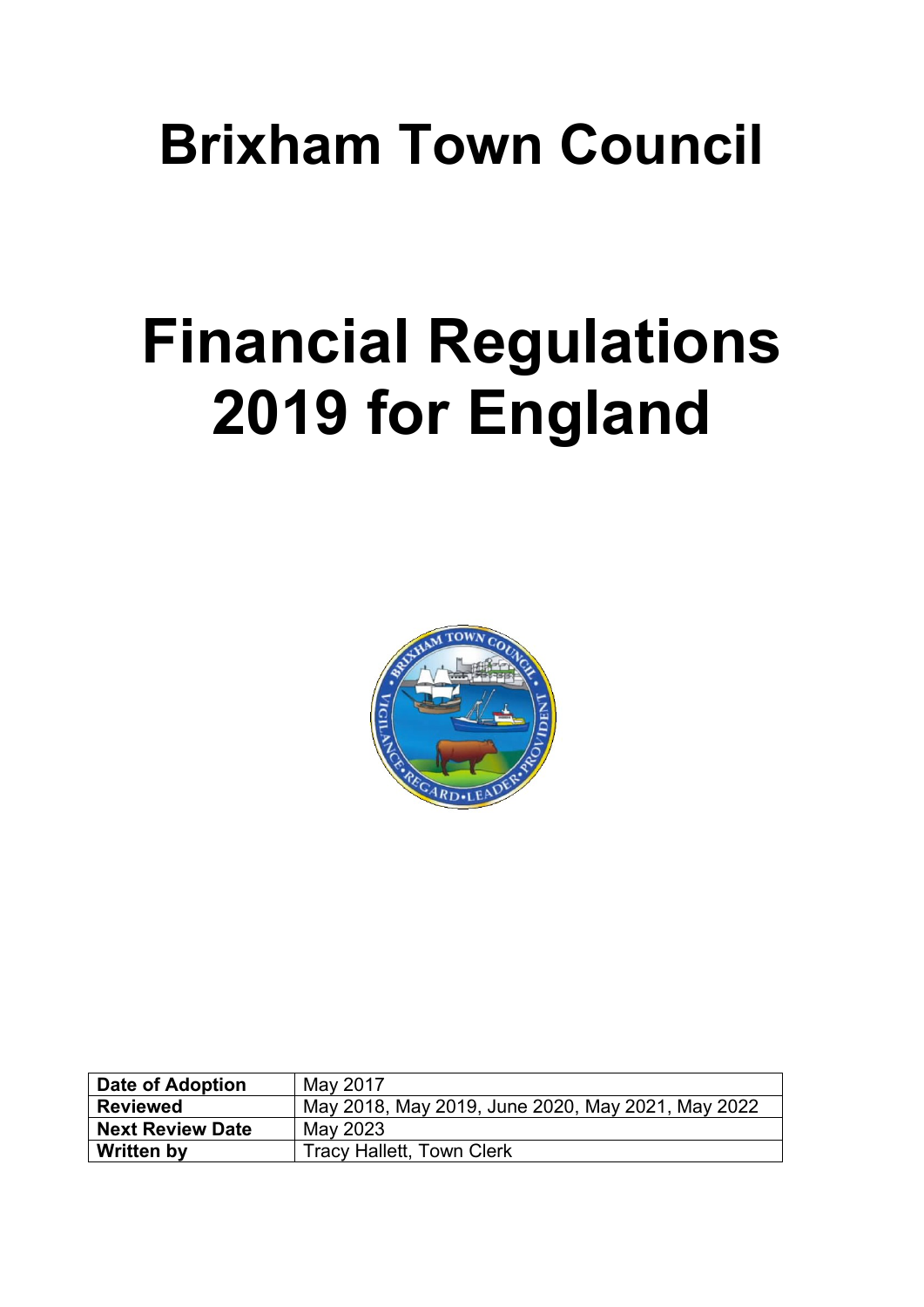# Brixham Town Council

# Financial Regulations 2019 for England

| Date of Adoption | May 2017 |
| --- | --- |
| Reviewed | May 2018, May 2019, June 2020, May 2021, May 2022 |
| Next Review Date | May 2023 |
| Written by | Tracy Hallett, Town Clerk |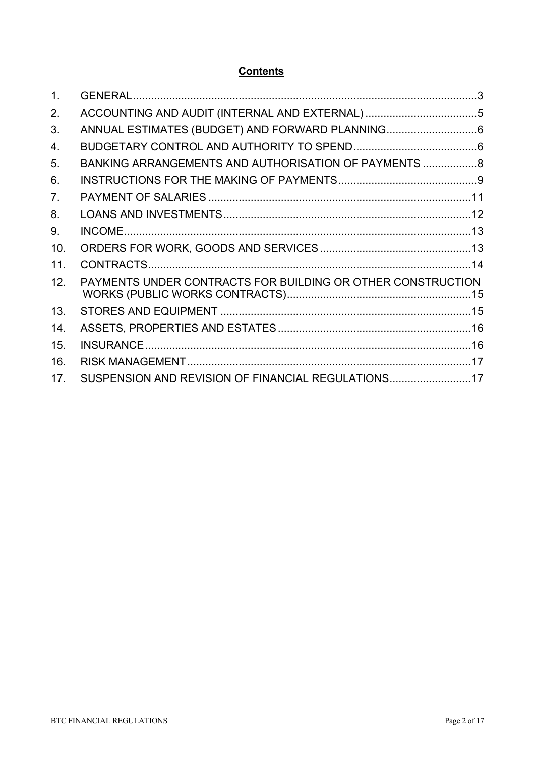## **Contents**

1. GENERAL ........ 3
2. ACCOUNTING AND AUDIT (INTERNAL AND EXTERNAL) ........ 5
3. ANNUAL ESTIMATES (BUDGET) AND FORWARD PLANNING ........ 6
4. BUDGETARY CONTROL AND AUTHORITY TO SPEND ........ 6
5. BANKING ARRANGEMENTS AND AUTHORISATION OF PAYMENTS ........ 8
6. INSTRUCTIONS FOR THE MAKING OF PAYMENTS ........ 9
7. PAYMENT OF SALARIES ........ 11
8. LOANS AND INVESTMENTS ........ 12
9. INCOME ........ 13
10. ORDERS FOR WORK, GOODS AND SERVICES ........ 13
11. CONTRACTS ........ 14
12. PAYMENTS UNDER CONTRACTS FOR BUILDING OR OTHER CONSTRUCTION WORKS (PUBLIC WORKS CONTRACTS) ........ 15
13. STORES AND EQUIPMENT ........ 15
14. ASSETS, PROPERTIES AND ESTATES ........ 16
15. INSURANCE ........ 16
16. RISK MANAGEMENT ........ 17
17. SUSPENSION AND REVISION OF FINANCIAL REGULATIONS ........ 17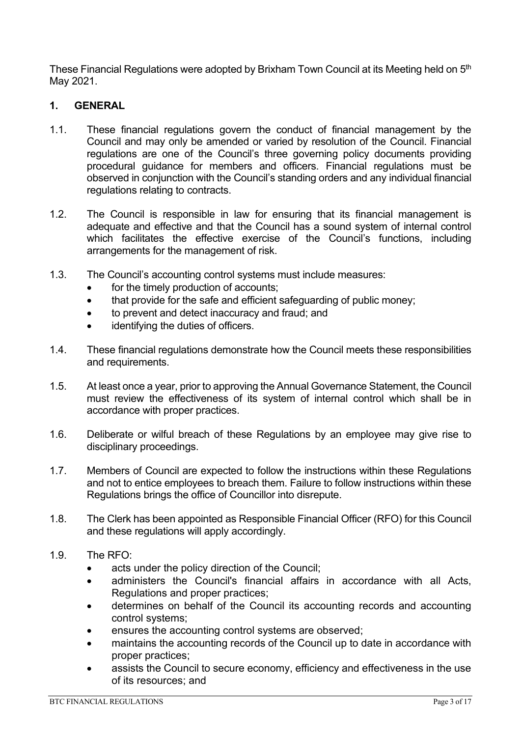These Financial Regulations were adopted by Brixham Town Council at its Meeting held on 5th May 2021.

## 1. GENERAL

1.1. These financial regulations govern the conduct of financial management by the Council and may only be amended or varied by resolution of the Council. Financial regulations are one of the Council's three governing policy documents providing procedural guidance for members and officers. Financial regulations must be observed in conjunction with the Council's standing orders and any individual financial regulations relating to contracts.

1.2. The Council is responsible in law for ensuring that its financial management is adequate and effective and that the Council has a sound system of internal control which facilitates the effective exercise of the Council's functions, including arrangements for the management of risk.

1.3. The Council's accounting control systems must include measures:

- for the timely production of accounts;
- that provide for the safe and efficient safeguarding of public money;
- to prevent and detect inaccuracy and fraud; and
- identifying the duties of officers.

1.4. These financial regulations demonstrate how the Council meets these responsibilities and requirements.

1.5. At least once a year, prior to approving the Annual Governance Statement, the Council must review the effectiveness of its system of internal control which shall be in accordance with proper practices.

1.6. Deliberate or wilful breach of these Regulations by an employee may give rise to disciplinary proceedings.

1.7. Members of Council are expected to follow the instructions within these Regulations and not to entice employees to breach them. Failure to follow instructions within these Regulations brings the office of Councillor into disrepute.

1.8. The Clerk has been appointed as Responsible Financial Officer (RFO) for this Council and these regulations will apply accordingly.

1.9. The RFO:

- acts under the policy direction of the Council;
- administers the Council's financial affairs in accordance with all Acts, Regulations and proper practices;
- determines on behalf of the Council its accounting records and accounting control systems;
- ensures the accounting control systems are observed;
- maintains the accounting records of the Council up to date in accordance with proper practices;
- assists the Council to secure economy, efficiency and effectiveness in the use of its resources; and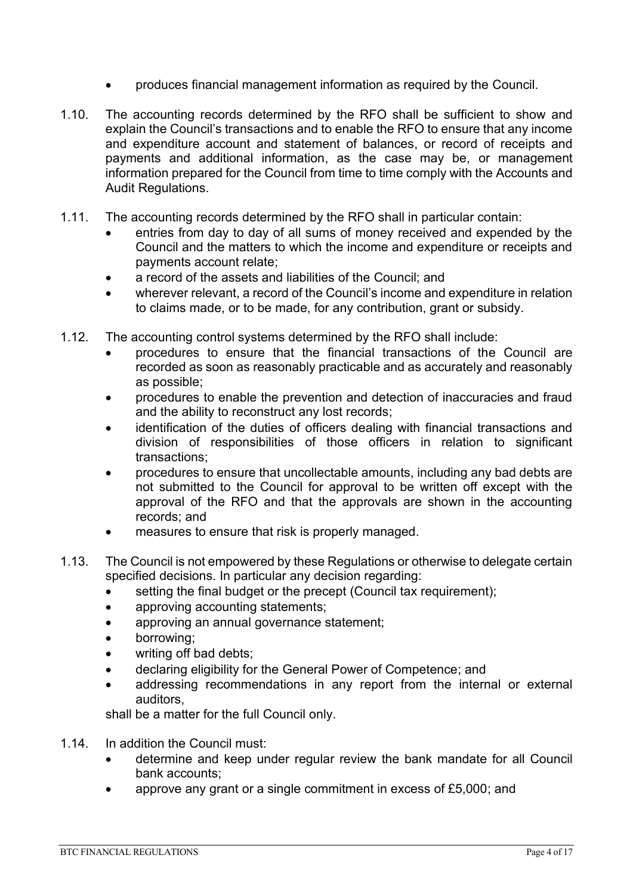- produces financial management information as required by the Council.

1.10. The accounting records determined by the RFO shall be sufficient to show and explain the Council's transactions and to enable the RFO to ensure that any income and expenditure account and statement of balances, or record of receipts and payments and additional information, as the case may be, or management information prepared for the Council from time to time comply with the Accounts and Audit Regulations.

1.11. The accounting records determined by the RFO shall in particular contain:
- entries from day to day of all sums of money received and expended by the Council and the matters to which the income and expenditure or receipts and payments account relate;
- a record of the assets and liabilities of the Council; and
- wherever relevant, a record of the Council's income and expenditure in relation to claims made, or to be made, for any contribution, grant or subsidy.

1.12. The accounting control systems determined by the RFO shall include:
- procedures to ensure that the financial transactions of the Council are recorded as soon as reasonably practicable and as accurately and reasonably as possible;
- procedures to enable the prevention and detection of inaccuracies and fraud and the ability to reconstruct any lost records;
- identification of the duties of officers dealing with financial transactions and division of responsibilities of those officers in relation to significant transactions;
- procedures to ensure that uncollectable amounts, including any bad debts are not submitted to the Council for approval to be written off except with the approval of the RFO and that the approvals are shown in the accounting records; and
- measures to ensure that risk is properly managed.

1.13. The Council is not empowered by these Regulations or otherwise to delegate certain specified decisions. In particular any decision regarding:
- setting the final budget or the precept (Council tax requirement);
- approving accounting statements;
- approving an annual governance statement;
- borrowing;
- writing off bad debts;
- declaring eligibility for the General Power of Competence; and
- addressing recommendations in any report from the internal or external auditors,

shall be a matter for the full Council only.

1.14. In addition the Council must:
- determine and keep under regular review the bank mandate for all Council bank accounts;
- approve any grant or a single commitment in excess of £5,000; and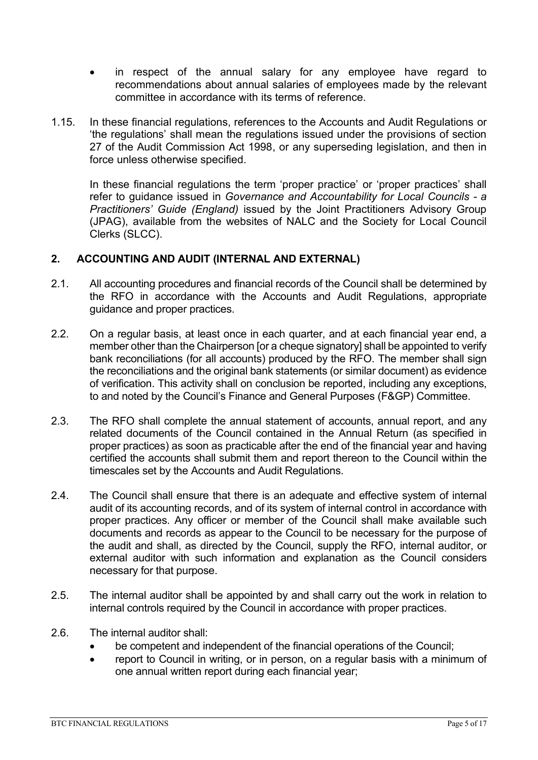- in respect of the annual salary for any employee have regard to recommendations about annual salaries of employees made by the relevant committee in accordance with its terms of reference.

1.15. In these financial regulations, references to the Accounts and Audit Regulations or 'the regulations' shall mean the regulations issued under the provisions of section 27 of the Audit Commission Act 1998, or any superseding legislation, and then in force unless otherwise specified.

In these financial regulations the term 'proper practice' or 'proper practices' shall refer to guidance issued in *Governance and Accountability for Local Councils - a Practitioners' Guide (England)* issued by the Joint Practitioners Advisory Group (JPAG), available from the websites of NALC and the Society for Local Council Clerks (SLCC).

## 2. ACCOUNTING AND AUDIT (INTERNAL AND EXTERNAL)

2.1. All accounting procedures and financial records of the Council shall be determined by the RFO in accordance with the Accounts and Audit Regulations, appropriate guidance and proper practices.

2.2. On a regular basis, at least once in each quarter, and at each financial year end, a member other than the Chairperson [or a cheque signatory] shall be appointed to verify bank reconciliations (for all accounts) produced by the RFO. The member shall sign the reconciliations and the original bank statements (or similar document) as evidence of verification. This activity shall on conclusion be reported, including any exceptions, to and noted by the Council's Finance and General Purposes (F&GP) Committee.

2.3. The RFO shall complete the annual statement of accounts, annual report, and any related documents of the Council contained in the Annual Return (as specified in proper practices) as soon as practicable after the end of the financial year and having certified the accounts shall submit them and report thereon to the Council within the timescales set by the Accounts and Audit Regulations.

2.4. The Council shall ensure that there is an adequate and effective system of internal audit of its accounting records, and of its system of internal control in accordance with proper practices. Any officer or member of the Council shall make available such documents and records as appear to the Council to be necessary for the purpose of the audit and shall, as directed by the Council, supply the RFO, internal auditor, or external auditor with such information and explanation as the Council considers necessary for that purpose.

2.5. The internal auditor shall be appointed by and shall carry out the work in relation to internal controls required by the Council in accordance with proper practices.

2.6. The internal auditor shall:

- be competent and independent of the financial operations of the Council;
- report to Council in writing, or in person, on a regular basis with a minimum of one annual written report during each financial year;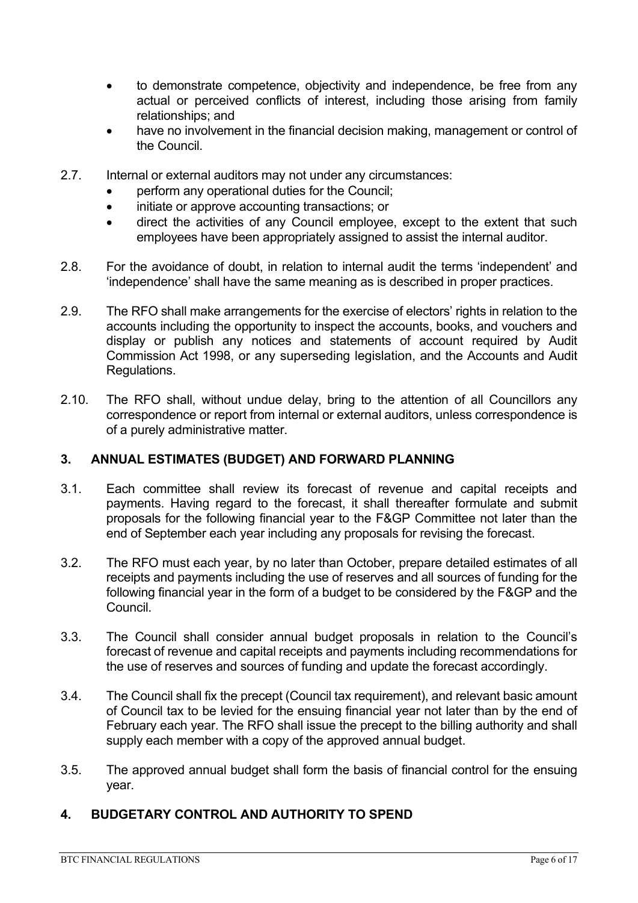- to demonstrate competence, objectivity and independence, be free from any actual or perceived conflicts of interest, including those arising from family relationships; and
- have no involvement in the financial decision making, management or control of the Council.

2.7. Internal or external auditors may not under any circumstances:
- perform any operational duties for the Council;
- initiate or approve accounting transactions; or
- direct the activities of any Council employee, except to the extent that such employees have been appropriately assigned to assist the internal auditor.

2.8. For the avoidance of doubt, in relation to internal audit the terms 'independent' and 'independence' shall have the same meaning as is described in proper practices.

2.9. The RFO shall make arrangements for the exercise of electors' rights in relation to the accounts including the opportunity to inspect the accounts, books, and vouchers and display or publish any notices and statements of account required by Audit Commission Act 1998, or any superseding legislation, and the Accounts and Audit Regulations.

2.10. The RFO shall, without undue delay, bring to the attention of all Councillors any correspondence or report from internal or external auditors, unless correspondence is of a purely administrative matter.

## 3. ANNUAL ESTIMATES (BUDGET) AND FORWARD PLANNING

3.1. Each committee shall review its forecast of revenue and capital receipts and payments. Having regard to the forecast, it shall thereafter formulate and submit proposals for the following financial year to the F&GP Committee not later than the end of September each year including any proposals for revising the forecast.

3.2. The RFO must each year, by no later than October, prepare detailed estimates of all receipts and payments including the use of reserves and all sources of funding for the following financial year in the form of a budget to be considered by the F&GP and the Council.

3.3. The Council shall consider annual budget proposals in relation to the Council's forecast of revenue and capital receipts and payments including recommendations for the use of reserves and sources of funding and update the forecast accordingly.

3.4. The Council shall fix the precept (Council tax requirement), and relevant basic amount of Council tax to be levied for the ensuing financial year not later than by the end of February each year. The RFO shall issue the precept to the billing authority and shall supply each member with a copy of the approved annual budget.

3.5. The approved annual budget shall form the basis of financial control for the ensuing year.

## 4. BUDGETARY CONTROL AND AUTHORITY TO SPEND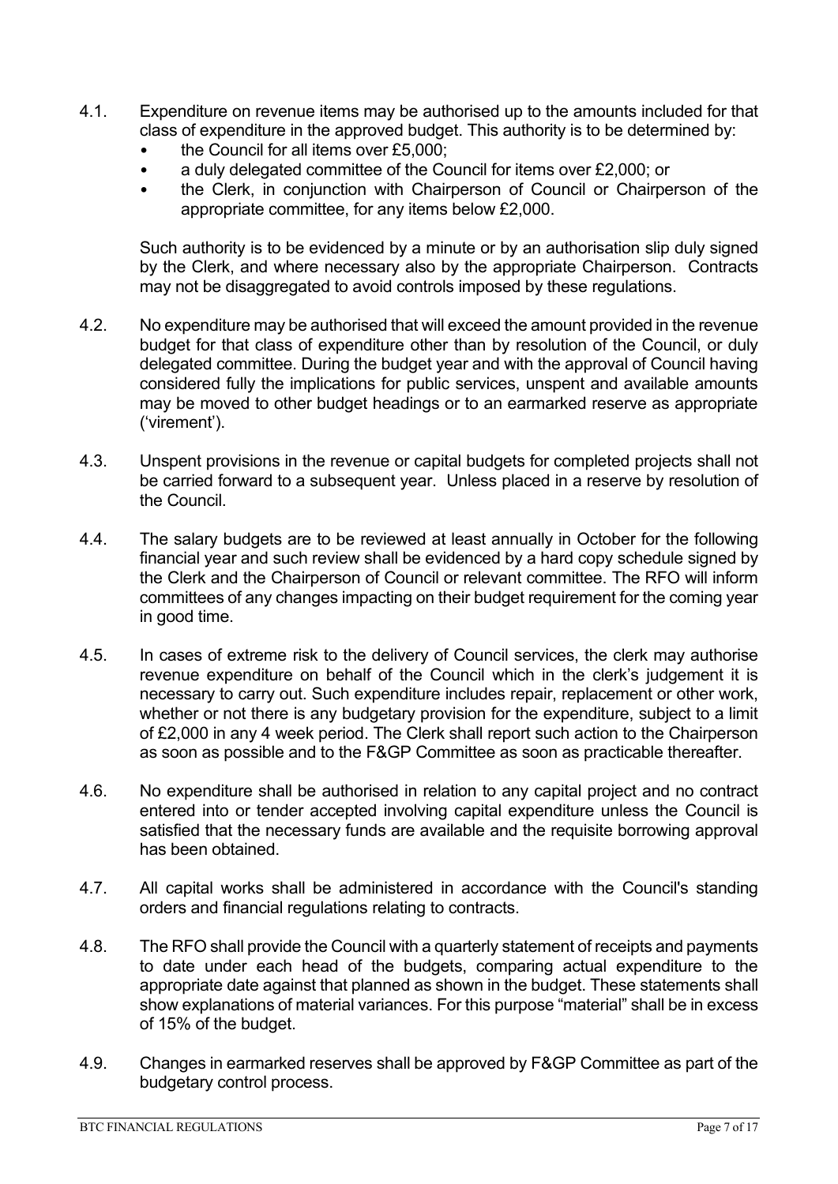4.1. Expenditure on revenue items may be authorised up to the amounts included for that class of expenditure in the approved budget. This authority is to be determined by:

- the Council for all items over £5,000;
- a duly delegated committee of the Council for items over £2,000; or
- the Clerk, in conjunction with Chairperson of Council or Chairperson of the appropriate committee, for any items below £2,000.

Such authority is to be evidenced by a minute or by an authorisation slip duly signed by the Clerk, and where necessary also by the appropriate Chairperson. Contracts may not be disaggregated to avoid controls imposed by these regulations.

4.2. No expenditure may be authorised that will exceed the amount provided in the revenue budget for that class of expenditure other than by resolution of the Council, or duly delegated committee. During the budget year and with the approval of Council having considered fully the implications for public services, unspent and available amounts may be moved to other budget headings or to an earmarked reserve as appropriate ('virement').

4.3. Unspent provisions in the revenue or capital budgets for completed projects shall not be carried forward to a subsequent year. Unless placed in a reserve by resolution of the Council.

4.4. The salary budgets are to be reviewed at least annually in October for the following financial year and such review shall be evidenced by a hard copy schedule signed by the Clerk and the Chairperson of Council or relevant committee. The RFO will inform committees of any changes impacting on their budget requirement for the coming year in good time.

4.5. In cases of extreme risk to the delivery of Council services, the clerk may authorise revenue expenditure on behalf of the Council which in the clerk's judgement it is necessary to carry out. Such expenditure includes repair, replacement or other work, whether or not there is any budgetary provision for the expenditure, subject to a limit of £2,000 in any 4 week period. The Clerk shall report such action to the Chairperson as soon as possible and to the F&GP Committee as soon as practicable thereafter.

4.6. No expenditure shall be authorised in relation to any capital project and no contract entered into or tender accepted involving capital expenditure unless the Council is satisfied that the necessary funds are available and the requisite borrowing approval has been obtained.

4.7. All capital works shall be administered in accordance with the Council's standing orders and financial regulations relating to contracts.

4.8. The RFO shall provide the Council with a quarterly statement of receipts and payments to date under each head of the budgets, comparing actual expenditure to the appropriate date against that planned as shown in the budget. These statements shall show explanations of material variances. For this purpose "material" shall be in excess of 15% of the budget.

4.9. Changes in earmarked reserves shall be approved by F&GP Committee as part of the budgetary control process.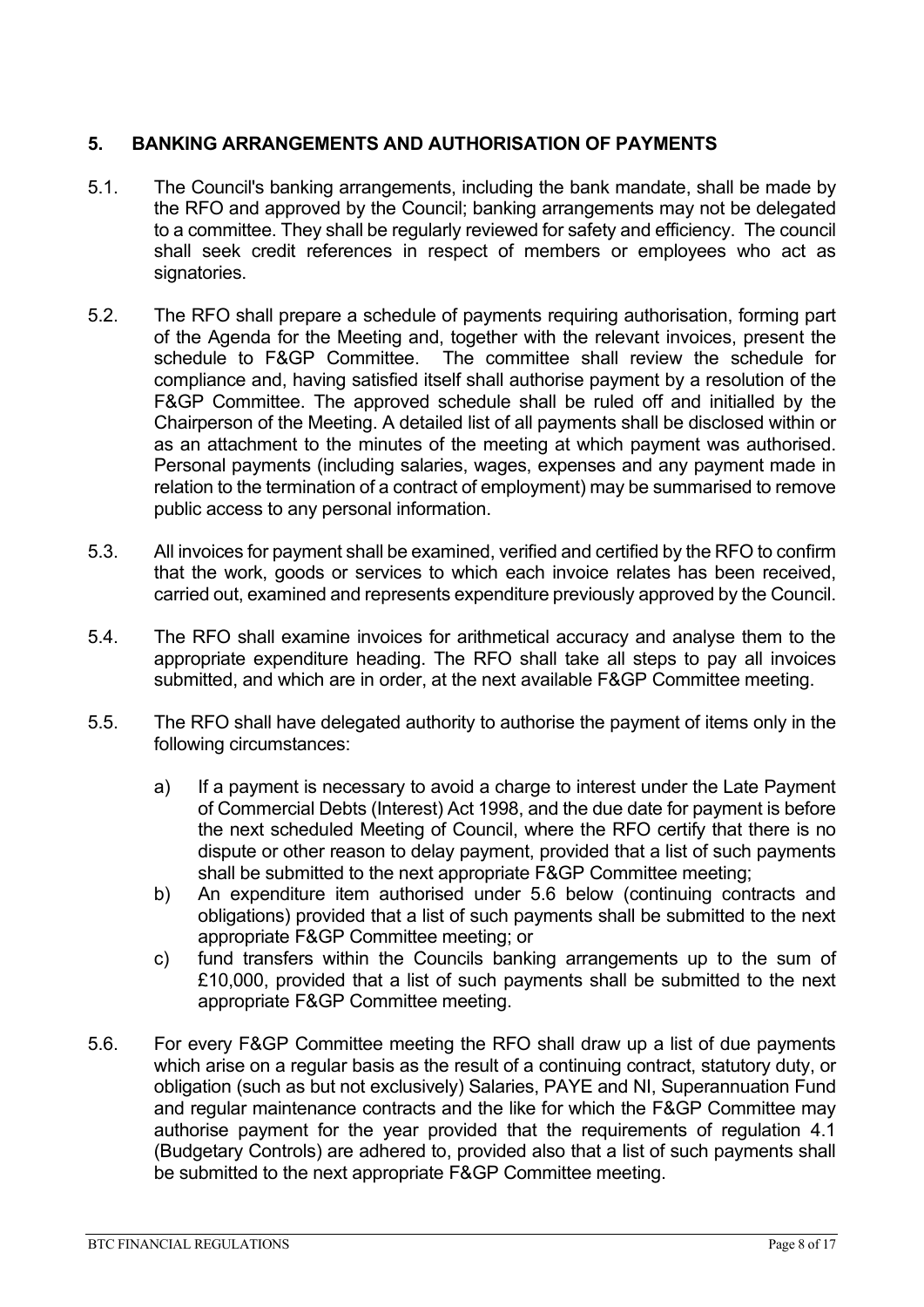## 5. BANKING ARRANGEMENTS AND AUTHORISATION OF PAYMENTS

5.1. The Council's banking arrangements, including the bank mandate, shall be made by the RFO and approved by the Council; banking arrangements may not be delegated to a committee. They shall be regularly reviewed for safety and efficiency. The council shall seek credit references in respect of members or employees who act as signatories.

5.2. The RFO shall prepare a schedule of payments requiring authorisation, forming part of the Agenda for the Meeting and, together with the relevant invoices, present the schedule to F&GP Committee. The committee shall review the schedule for compliance and, having satisfied itself shall authorise payment by a resolution of the F&GP Committee. The approved schedule shall be ruled off and initialled by the Chairperson of the Meeting. A detailed list of all payments shall be disclosed within or as an attachment to the minutes of the meeting at which payment was authorised. Personal payments (including salaries, wages, expenses and any payment made in relation to the termination of a contract of employment) may be summarised to remove public access to any personal information.

5.3. All invoices for payment shall be examined, verified and certified by the RFO to confirm that the work, goods or services to which each invoice relates has been received, carried out, examined and represents expenditure previously approved by the Council.

5.4. The RFO shall examine invoices for arithmetical accuracy and analyse them to the appropriate expenditure heading. The RFO shall take all steps to pay all invoices submitted, and which are in order, at the next available F&GP Committee meeting.

5.5. The RFO shall have delegated authority to authorise the payment of items only in the following circumstances:

a) If a payment is necessary to avoid a charge to interest under the Late Payment of Commercial Debts (Interest) Act 1998, and the due date for payment is before the next scheduled Meeting of Council, where the RFO certify that there is no dispute or other reason to delay payment, provided that a list of such payments shall be submitted to the next appropriate F&GP Committee meeting;

b) An expenditure item authorised under 5.6 below (continuing contracts and obligations) provided that a list of such payments shall be submitted to the next appropriate F&GP Committee meeting; or

c) fund transfers within the Councils banking arrangements up to the sum of £10,000, provided that a list of such payments shall be submitted to the next appropriate F&GP Committee meeting.

5.6. For every F&GP Committee meeting the RFO shall draw up a list of due payments which arise on a regular basis as the result of a continuing contract, statutory duty, or obligation (such as but not exclusively) Salaries, PAYE and NI, Superannuation Fund and regular maintenance contracts and the like for which the F&GP Committee may authorise payment for the year provided that the requirements of regulation 4.1 (Budgetary Controls) are adhered to, provided also that a list of such payments shall be submitted to the next appropriate F&GP Committee meeting.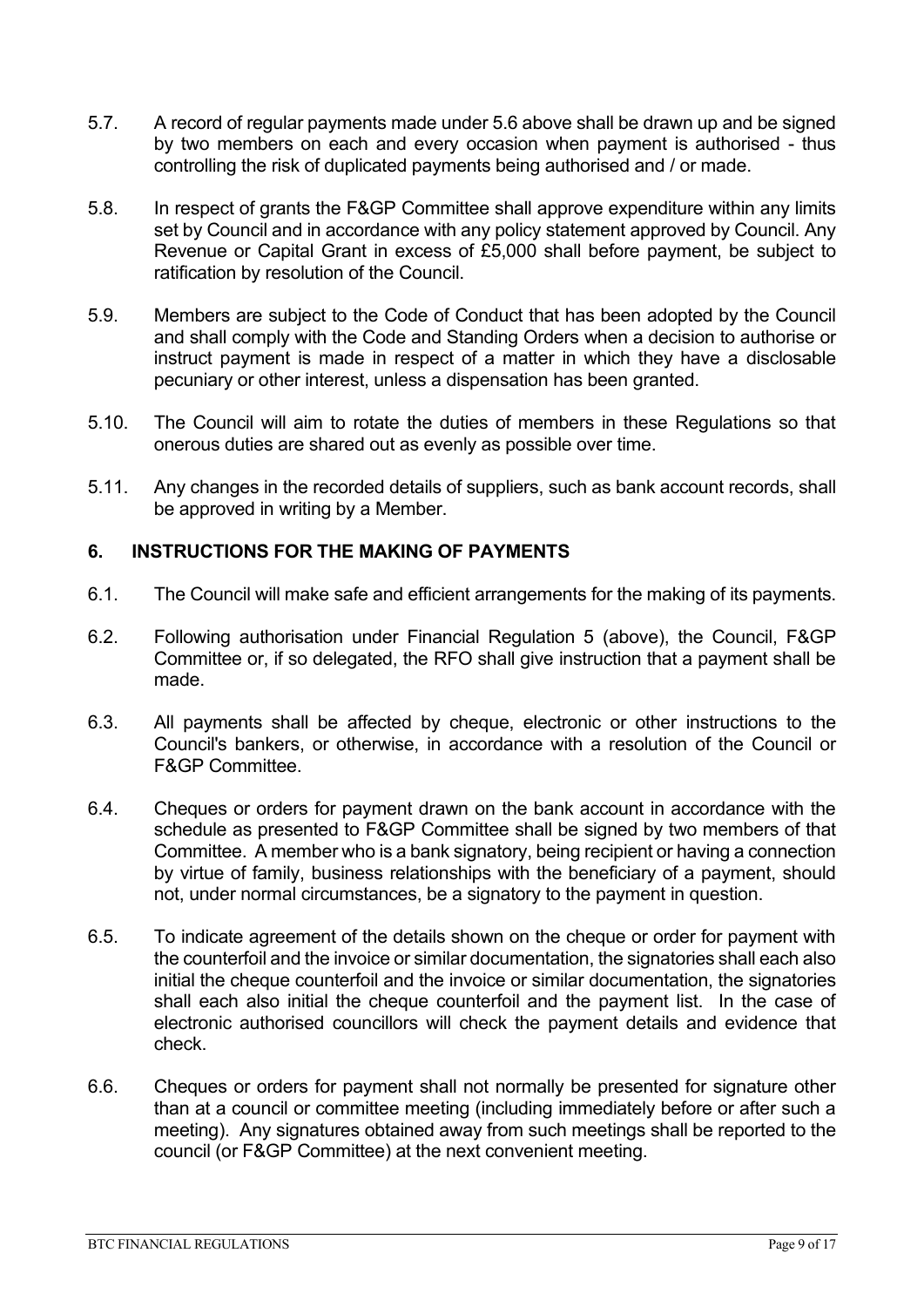5.7. A record of regular payments made under 5.6 above shall be drawn up and be signed by two members on each and every occasion when payment is authorised - thus controlling the risk of duplicated payments being authorised and / or made.

5.8. In respect of grants the F&GP Committee shall approve expenditure within any limits set by Council and in accordance with any policy statement approved by Council. Any Revenue or Capital Grant in excess of £5,000 shall before payment, be subject to ratification by resolution of the Council.

5.9. Members are subject to the Code of Conduct that has been adopted by the Council and shall comply with the Code and Standing Orders when a decision to authorise or instruct payment is made in respect of a matter in which they have a disclosable pecuniary or other interest, unless a dispensation has been granted.

5.10. The Council will aim to rotate the duties of members in these Regulations so that onerous duties are shared out as evenly as possible over time.

5.11. Any changes in the recorded details of suppliers, such as bank account records, shall be approved in writing by a Member.

## 6. INSTRUCTIONS FOR THE MAKING OF PAYMENTS

6.1. The Council will make safe and efficient arrangements for the making of its payments.

6.2. Following authorisation under Financial Regulation 5 (above), the Council, F&GP Committee or, if so delegated, the RFO shall give instruction that a payment shall be made.

6.3. All payments shall be affected by cheque, electronic or other instructions to the Council's bankers, or otherwise, in accordance with a resolution of the Council or F&GP Committee.

6.4. Cheques or orders for payment drawn on the bank account in accordance with the schedule as presented to F&GP Committee shall be signed by two members of that Committee. A member who is a bank signatory, being recipient or having a connection by virtue of family, business relationships with the beneficiary of a payment, should not, under normal circumstances, be a signatory to the payment in question.

6.5. To indicate agreement of the details shown on the cheque or order for payment with the counterfoil and the invoice or similar documentation, the signatories shall each also initial the cheque counterfoil and the invoice or similar documentation, the signatories shall each also initial the cheque counterfoil and the payment list. In the case of electronic authorised councillors will check the payment details and evidence that check.

6.6. Cheques or orders for payment shall not normally be presented for signature other than at a council or committee meeting (including immediately before or after such a meeting). Any signatures obtained away from such meetings shall be reported to the council (or F&GP Committee) at the next convenient meeting.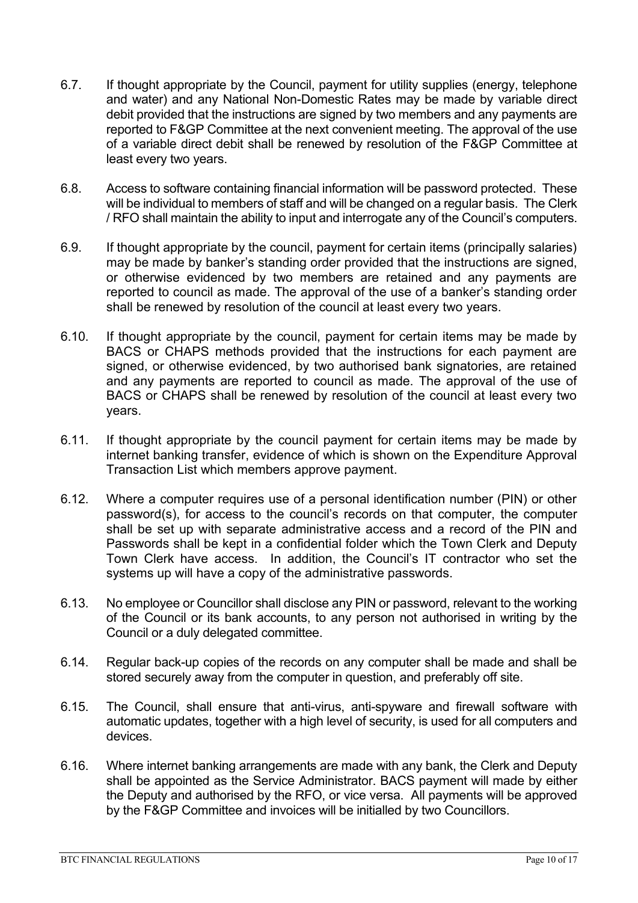6.7. If thought appropriate by the Council, payment for utility supplies (energy, telephone and water) and any National Non-Domestic Rates may be made by variable direct debit provided that the instructions are signed by two members and any payments are reported to F&GP Committee at the next convenient meeting. The approval of the use of a variable direct debit shall be renewed by resolution of the F&GP Committee at least every two years.

6.8. Access to software containing financial information will be password protected. These will be individual to members of staff and will be changed on a regular basis. The Clerk / RFO shall maintain the ability to input and interrogate any of the Council's computers.

6.9. If thought appropriate by the council, payment for certain items (principally salaries) may be made by banker's standing order provided that the instructions are signed, or otherwise evidenced by two members are retained and any payments are reported to council as made. The approval of the use of a banker's standing order shall be renewed by resolution of the council at least every two years.

6.10. If thought appropriate by the council, payment for certain items may be made by BACS or CHAPS methods provided that the instructions for each payment are signed, or otherwise evidenced, by two authorised bank signatories, are retained and any payments are reported to council as made. The approval of the use of BACS or CHAPS shall be renewed by resolution of the council at least every two years.

6.11. If thought appropriate by the council payment for certain items may be made by internet banking transfer, evidence of which is shown on the Expenditure Approval Transaction List which members approve payment.

6.12. Where a computer requires use of a personal identification number (PIN) or other password(s), for access to the council's records on that computer, the computer shall be set up with separate administrative access and a record of the PIN and Passwords shall be kept in a confidential folder which the Town Clerk and Deputy Town Clerk have access. In addition, the Council's IT contractor who set the systems up will have a copy of the administrative passwords.

6.13. No employee or Councillor shall disclose any PIN or password, relevant to the working of the Council or its bank accounts, to any person not authorised in writing by the Council or a duly delegated committee.

6.14. Regular back-up copies of the records on any computer shall be made and shall be stored securely away from the computer in question, and preferably off site.

6.15. The Council, shall ensure that anti-virus, anti-spyware and firewall software with automatic updates, together with a high level of security, is used for all computers and devices.

6.16. Where internet banking arrangements are made with any bank, the Clerk and Deputy shall be appointed as the Service Administrator. BACS payment will made by either the Deputy and authorised by the RFO, or vice versa. All payments will be approved by the F&GP Committee and invoices will be initialled by two Councillors.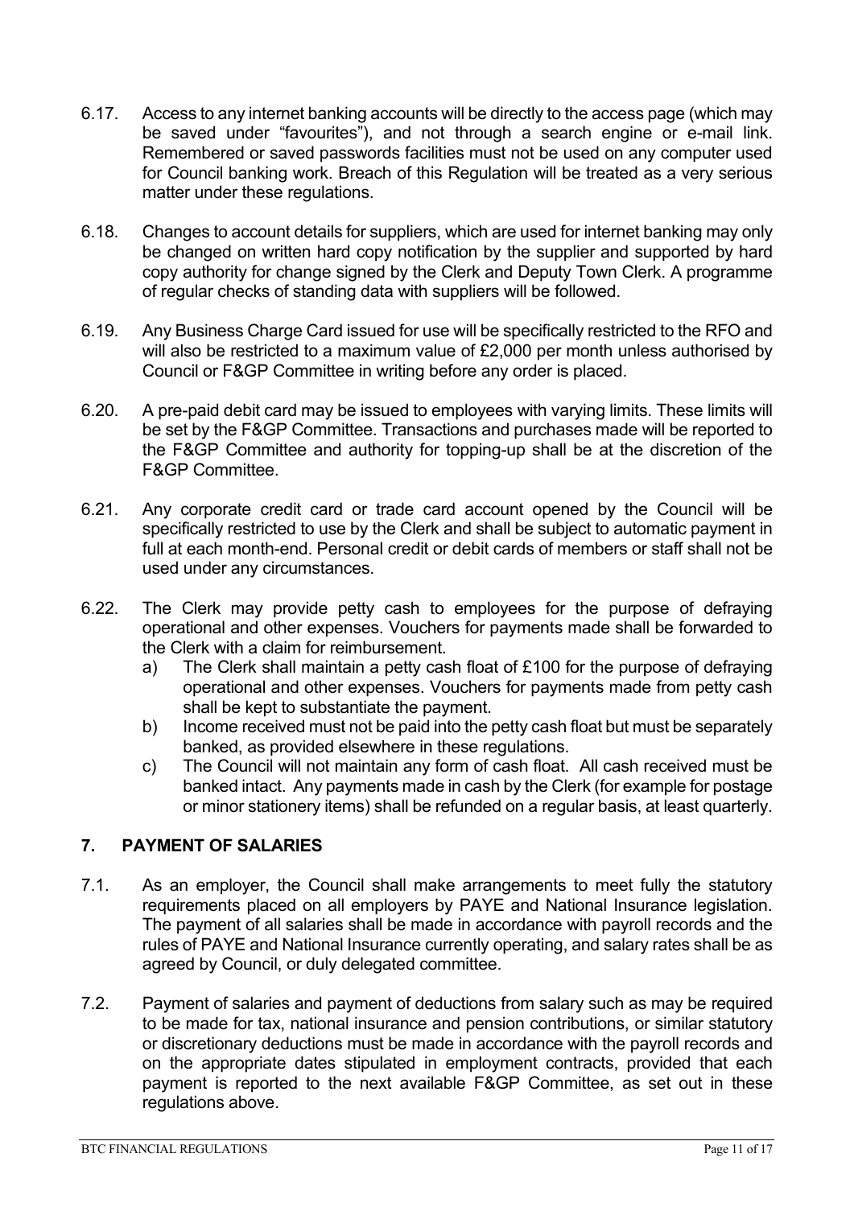6.17. Access to any internet banking accounts will be directly to the access page (which may be saved under "favourites"), and not through a search engine or e-mail link. Remembered or saved passwords facilities must not be used on any computer used for Council banking work. Breach of this Regulation will be treated as a very serious matter under these regulations.

6.18. Changes to account details for suppliers, which are used for internet banking may only be changed on written hard copy notification by the supplier and supported by hard copy authority for change signed by the Clerk and Deputy Town Clerk. A programme of regular checks of standing data with suppliers will be followed.

6.19. Any Business Charge Card issued for use will be specifically restricted to the RFO and will also be restricted to a maximum value of £2,000 per month unless authorised by Council or F&GP Committee in writing before any order is placed.

6.20. A pre-paid debit card may be issued to employees with varying limits. These limits will be set by the F&GP Committee. Transactions and purchases made will be reported to the F&GP Committee and authority for topping-up shall be at the discretion of the F&GP Committee.

6.21. Any corporate credit card or trade card account opened by the Council will be specifically restricted to use by the Clerk and shall be subject to automatic payment in full at each month-end. Personal credit or debit cards of members or staff shall not be used under any circumstances.

6.22. The Clerk may provide petty cash to employees for the purpose of defraying operational and other expenses. Vouchers for payments made shall be forwarded to the Clerk with a claim for reimbursement.

   a) The Clerk shall maintain a petty cash float of £100 for the purpose of defraying operational and other expenses. Vouchers for payments made from petty cash shall be kept to substantiate the payment.
   b) Income received must not be paid into the petty cash float but must be separately banked, as provided elsewhere in these regulations.
   c) The Council will not maintain any form of cash float. All cash received must be banked intact. Any payments made in cash by the Clerk (for example for postage or minor stationery items) shall be refunded on a regular basis, at least quarterly.

## 7. PAYMENT OF SALARIES

7.1. As an employer, the Council shall make arrangements to meet fully the statutory requirements placed on all employers by PAYE and National Insurance legislation. The payment of all salaries shall be made in accordance with payroll records and the rules of PAYE and National Insurance currently operating, and salary rates shall be as agreed by Council, or duly delegated committee.

7.2. Payment of salaries and payment of deductions from salary such as may be required to be made for tax, national insurance and pension contributions, or similar statutory or discretionary deductions must be made in accordance with the payroll records and on the appropriate dates stipulated in employment contracts, provided that each payment is reported to the next available F&GP Committee, as set out in these regulations above.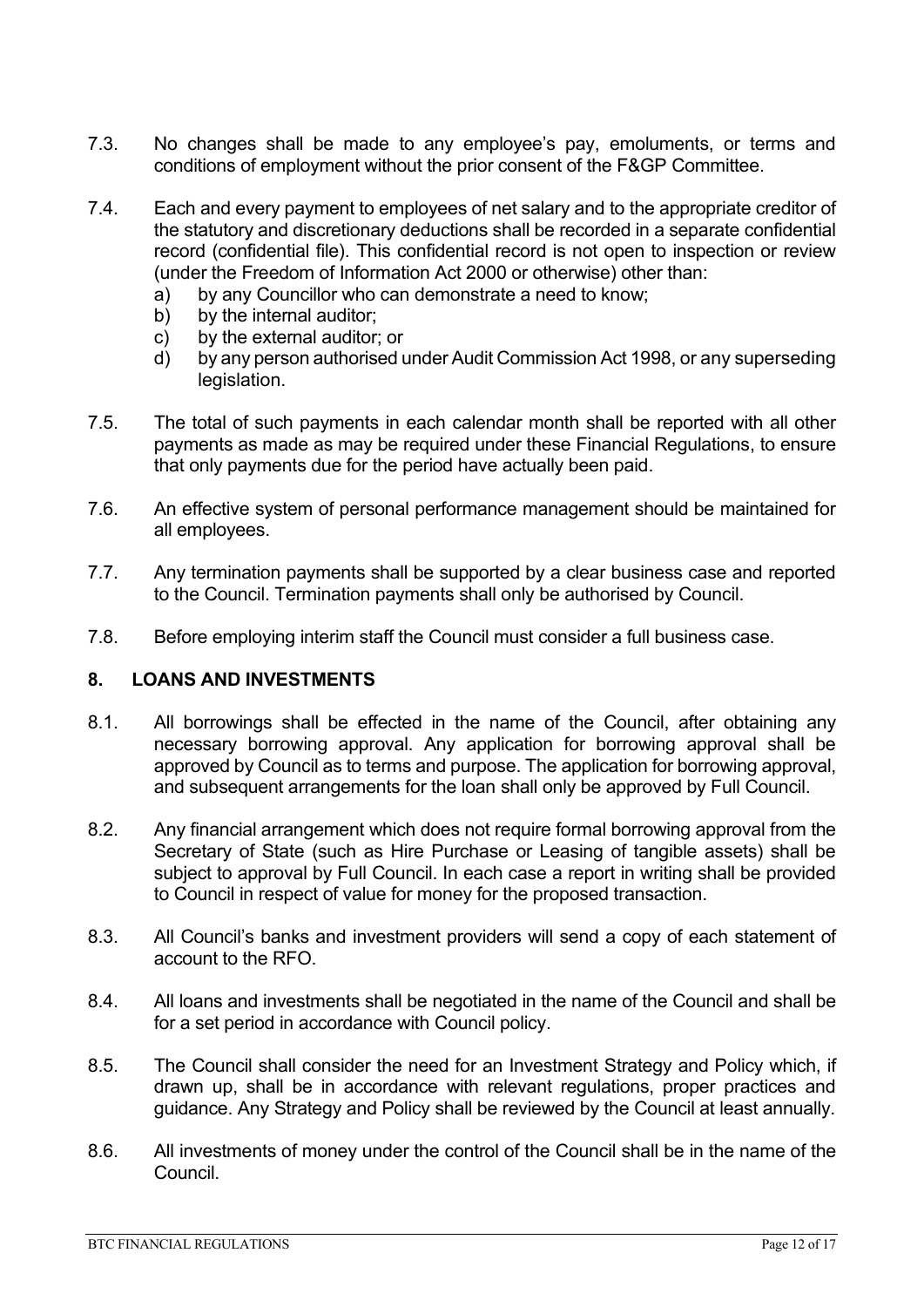7.3. No changes shall be made to any employee's pay, emoluments, or terms and conditions of employment without the prior consent of the F&GP Committee.

7.4. Each and every payment to employees of net salary and to the appropriate creditor of the statutory and discretionary deductions shall be recorded in a separate confidential record (confidential file). This confidential record is not open to inspection or review (under the Freedom of Information Act 2000 or otherwise) other than:

   a) by any Councillor who can demonstrate a need to know;
   b) by the internal auditor;
   c) by the external auditor; or
   d) by any person authorised under Audit Commission Act 1998, or any superseding legislation.

7.5. The total of such payments in each calendar month shall be reported with all other payments as made as may be required under these Financial Regulations, to ensure that only payments due for the period have actually been paid.

7.6. An effective system of personal performance management should be maintained for all employees.

7.7. Any termination payments shall be supported by a clear business case and reported to the Council. Termination payments shall only be authorised by Council.

7.8. Before employing interim staff the Council must consider a full business case.

## 8. LOANS AND INVESTMENTS

8.1. All borrowings shall be effected in the name of the Council, after obtaining any necessary borrowing approval. Any application for borrowing approval shall be approved by Council as to terms and purpose. The application for borrowing approval, and subsequent arrangements for the loan shall only be approved by Full Council.

8.2. Any financial arrangement which does not require formal borrowing approval from the Secretary of State (such as Hire Purchase or Leasing of tangible assets) shall be subject to approval by Full Council. In each case a report in writing shall be provided to Council in respect of value for money for the proposed transaction.

8.3. All Council's banks and investment providers will send a copy of each statement of account to the RFO.

8.4. All loans and investments shall be negotiated in the name of the Council and shall be for a set period in accordance with Council policy.

8.5. The Council shall consider the need for an Investment Strategy and Policy which, if drawn up, shall be in accordance with relevant regulations, proper practices and guidance. Any Strategy and Policy shall be reviewed by the Council at least annually.

8.6. All investments of money under the control of the Council shall be in the name of the Council.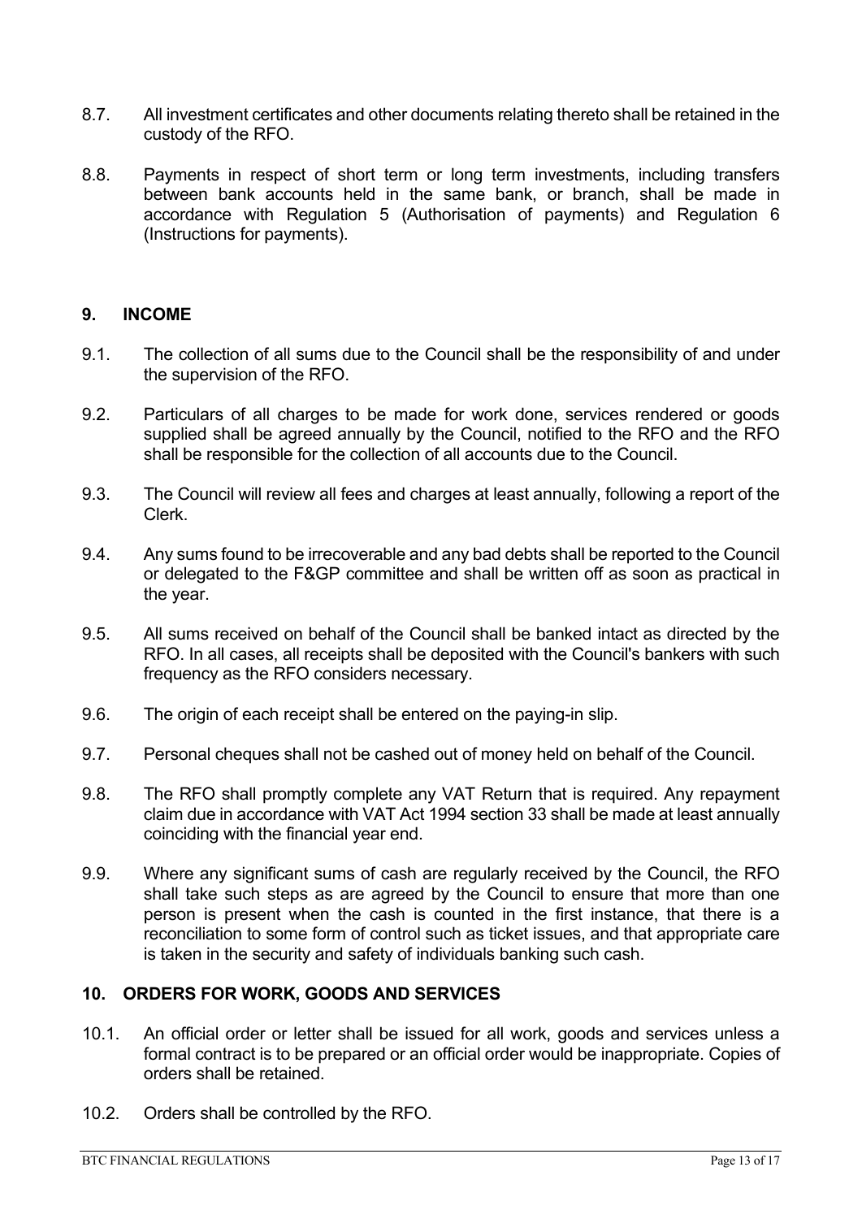8.7. All investment certificates and other documents relating thereto shall be retained in the custody of the RFO.

8.8. Payments in respect of short term or long term investments, including transfers between bank accounts held in the same bank, or branch, shall be made in accordance with Regulation 5 (Authorisation of payments) and Regulation 6 (Instructions for payments).

## 9. INCOME

9.1. The collection of all sums due to the Council shall be the responsibility of and under the supervision of the RFO.

9.2. Particulars of all charges to be made for work done, services rendered or goods supplied shall be agreed annually by the Council, notified to the RFO and the RFO shall be responsible for the collection of all accounts due to the Council.

9.3. The Council will review all fees and charges at least annually, following a report of the Clerk.

9.4. Any sums found to be irrecoverable and any bad debts shall be reported to the Council or delegated to the F&GP committee and shall be written off as soon as practical in the year.

9.5. All sums received on behalf of the Council shall be banked intact as directed by the RFO. In all cases, all receipts shall be deposited with the Council's bankers with such frequency as the RFO considers necessary.

9.6. The origin of each receipt shall be entered on the paying-in slip.

9.7. Personal cheques shall not be cashed out of money held on behalf of the Council.

9.8. The RFO shall promptly complete any VAT Return that is required. Any repayment claim due in accordance with VAT Act 1994 section 33 shall be made at least annually coinciding with the financial year end.

9.9. Where any significant sums of cash are regularly received by the Council, the RFO shall take such steps as are agreed by the Council to ensure that more than one person is present when the cash is counted in the first instance, that there is a reconciliation to some form of control such as ticket issues, and that appropriate care is taken in the security and safety of individuals banking such cash.

## 10. ORDERS FOR WORK, GOODS AND SERVICES

10.1. An official order or letter shall be issued for all work, goods and services unless a formal contract is to be prepared or an official order would be inappropriate. Copies of orders shall be retained.

10.2. Orders shall be controlled by the RFO.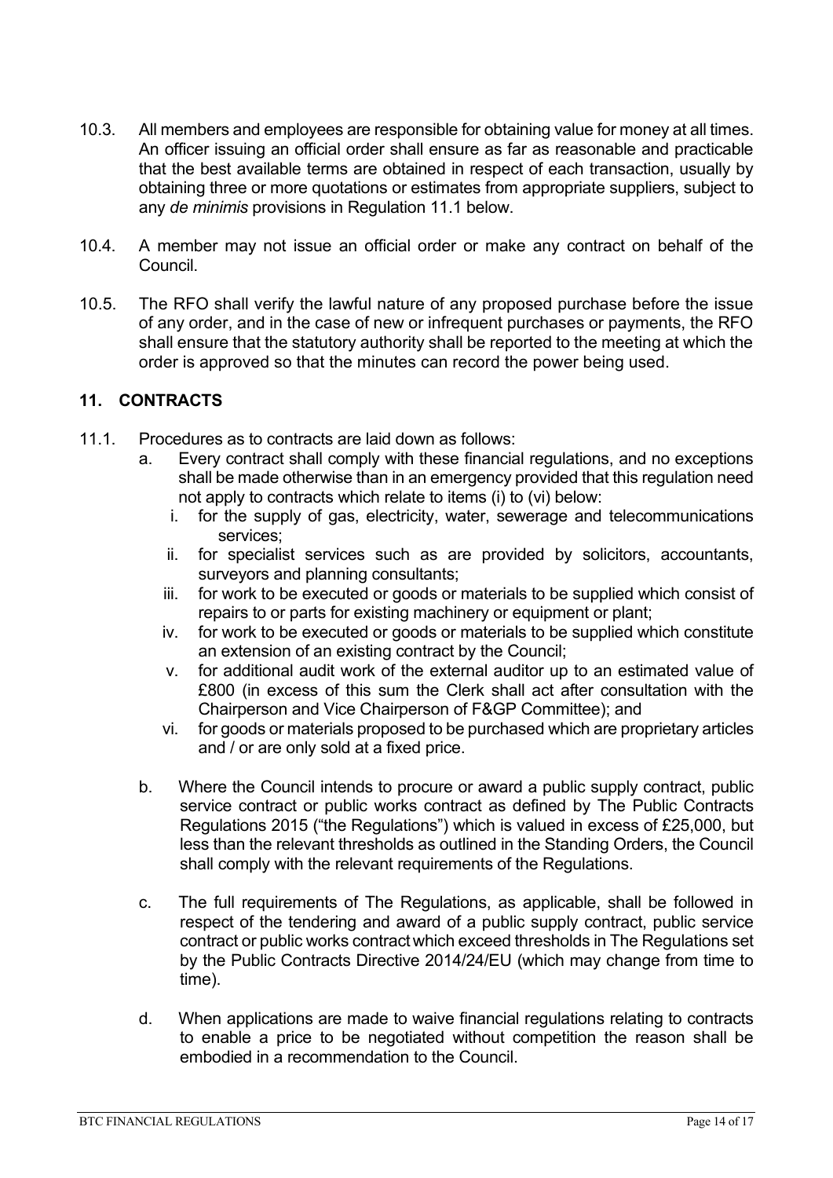10.3. All members and employees are responsible for obtaining value for money at all times. An officer issuing an official order shall ensure as far as reasonable and practicable that the best available terms are obtained in respect of each transaction, usually by obtaining three or more quotations or estimates from appropriate suppliers, subject to any *de minimis* provisions in Regulation 11.1 below.

10.4. A member may not issue an official order or make any contract on behalf of the Council.

10.5. The RFO shall verify the lawful nature of any proposed purchase before the issue of any order, and in the case of new or infrequent purchases or payments, the RFO shall ensure that the statutory authority shall be reported to the meeting at which the order is approved so that the minutes can record the power being used.

## 11. CONTRACTS

11.1. Procedures as to contracts are laid down as follows:

a. Every contract shall comply with these financial regulations, and no exceptions shall be made otherwise than in an emergency provided that this regulation need not apply to contracts which relate to items (i) to (vi) below:

   i. for the supply of gas, electricity, water, sewerage and telecommunications services;
   ii. for specialist services such as are provided by solicitors, accountants, surveyors and planning consultants;
   iii. for work to be executed or goods or materials to be supplied which consist of repairs to or parts for existing machinery or equipment or plant;
   iv. for work to be executed or goods or materials to be supplied which constitute an extension of an existing contract by the Council;
   v. for additional audit work of the external auditor up to an estimated value of £800 (in excess of this sum the Clerk shall act after consultation with the Chairperson and Vice Chairperson of F&GP Committee); and
   vi. for goods or materials proposed to be purchased which are proprietary articles and / or are only sold at a fixed price.

b. Where the Council intends to procure or award a public supply contract, public service contract or public works contract as defined by The Public Contracts Regulations 2015 ("the Regulations") which is valued in excess of £25,000, but less than the relevant thresholds as outlined in the Standing Orders, the Council shall comply with the relevant requirements of the Regulations.

c. The full requirements of The Regulations, as applicable, shall be followed in respect of the tendering and award of a public supply contract, public service contract or public works contract which exceed thresholds in The Regulations set by the Public Contracts Directive 2014/24/EU (which may change from time to time).

d. When applications are made to waive financial regulations relating to contracts to enable a price to be negotiated without competition the reason shall be embodied in a recommendation to the Council.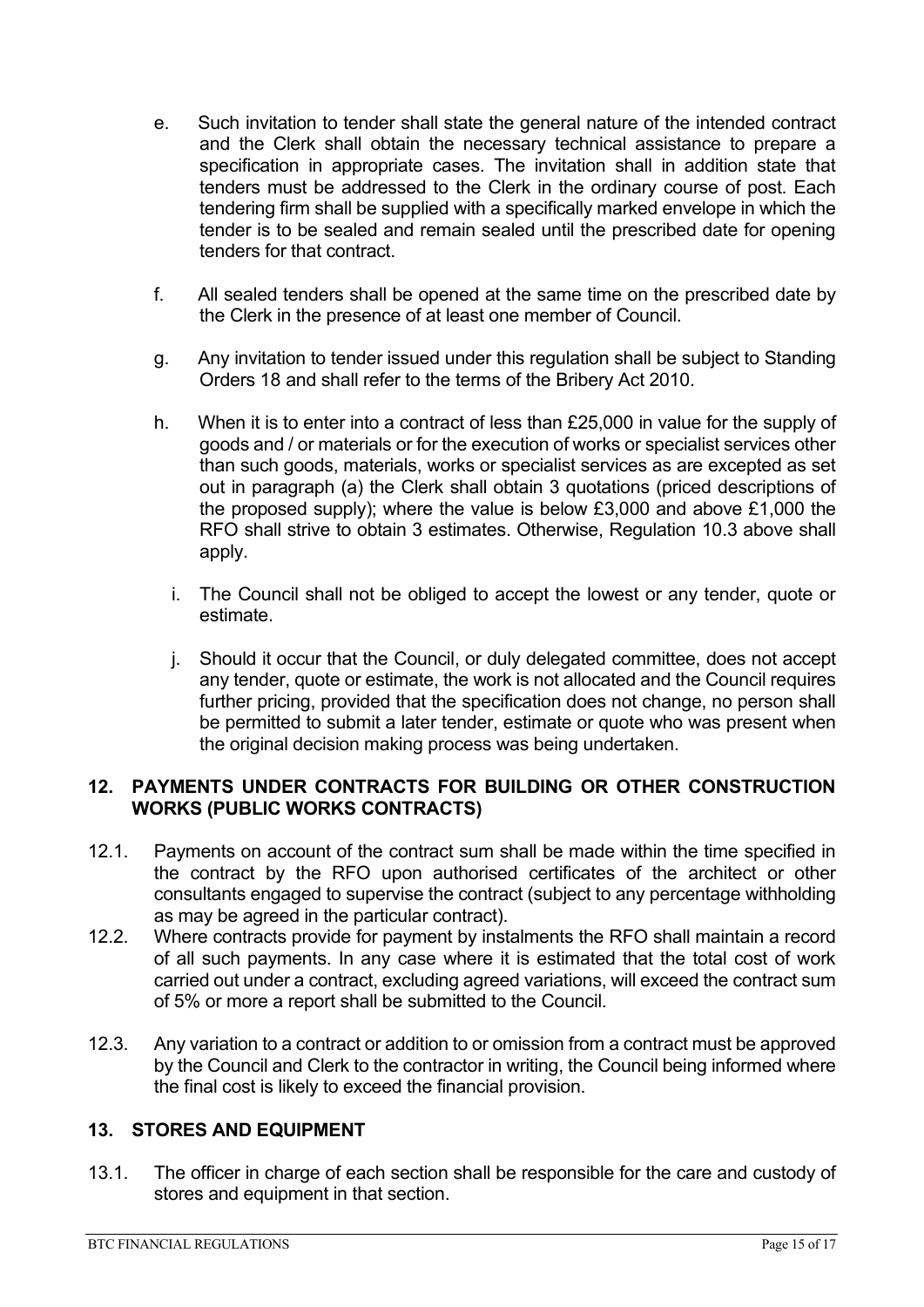e. Such invitation to tender shall state the general nature of the intended contract and the Clerk shall obtain the necessary technical assistance to prepare a specification in appropriate cases. The invitation shall in addition state that tenders must be addressed to the Clerk in the ordinary course of post. Each tendering firm shall be supplied with a specifically marked envelope in which the tender is to be sealed and remain sealed until the prescribed date for opening tenders for that contract.

f. All sealed tenders shall be opened at the same time on the prescribed date by the Clerk in the presence of at least one member of Council.

g. Any invitation to tender issued under this regulation shall be subject to Standing Orders 18 and shall refer to the terms of the Bribery Act 2010.

h. When it is to enter into a contract of less than £25,000 in value for the supply of goods and / or materials or for the execution of works or specialist services other than such goods, materials, works or specialist services as are excepted as set out in paragraph (a) the Clerk shall obtain 3 quotations (priced descriptions of the proposed supply); where the value is below £3,000 and above £1,000 the RFO shall strive to obtain 3 estimates. Otherwise, Regulation 10.3 above shall apply.

i. The Council shall not be obliged to accept the lowest or any tender, quote or estimate.

j. Should it occur that the Council, or duly delegated committee, does not accept any tender, quote or estimate, the work is not allocated and the Council requires further pricing, provided that the specification does not change, no person shall be permitted to submit a later tender, estimate or quote who was present when the original decision making process was being undertaken.

## 12. PAYMENTS UNDER CONTRACTS FOR BUILDING OR OTHER CONSTRUCTION WORKS (PUBLIC WORKS CONTRACTS)

12.1. Payments on account of the contract sum shall be made within the time specified in the contract by the RFO upon authorised certificates of the architect or other consultants engaged to supervise the contract (subject to any percentage withholding as may be agreed in the particular contract).

12.2. Where contracts provide for payment by instalments the RFO shall maintain a record of all such payments. In any case where it is estimated that the total cost of work carried out under a contract, excluding agreed variations, will exceed the contract sum of 5% or more a report shall be submitted to the Council.

12.3. Any variation to a contract or addition to or omission from a contract must be approved by the Council and Clerk to the contractor in writing, the Council being informed where the final cost is likely to exceed the financial provision.

## 13. STORES AND EQUIPMENT

13.1. The officer in charge of each section shall be responsible for the care and custody of stores and equipment in that section.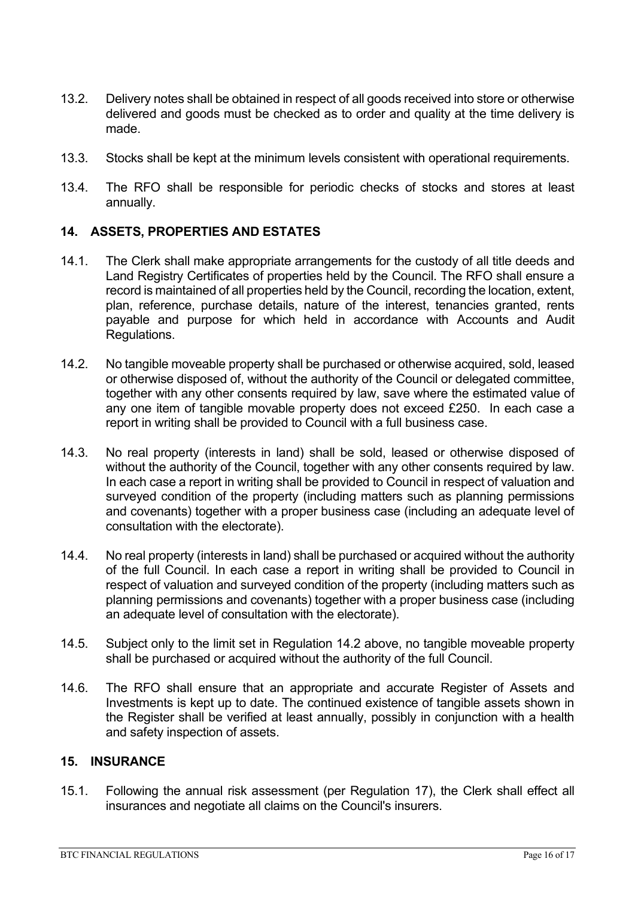13.2. Delivery notes shall be obtained in respect of all goods received into store or otherwise delivered and goods must be checked as to order and quality at the time delivery is made.

13.3. Stocks shall be kept at the minimum levels consistent with operational requirements.

13.4. The RFO shall be responsible for periodic checks of stocks and stores at least annually.

## 14. ASSETS, PROPERTIES AND ESTATES

14.1. The Clerk shall make appropriate arrangements for the custody of all title deeds and Land Registry Certificates of properties held by the Council. The RFO shall ensure a record is maintained of all properties held by the Council, recording the location, extent, plan, reference, purchase details, nature of the interest, tenancies granted, rents payable and purpose for which held in accordance with Accounts and Audit Regulations.

14.2. No tangible moveable property shall be purchased or otherwise acquired, sold, leased or otherwise disposed of, without the authority of the Council or delegated committee, together with any other consents required by law, save where the estimated value of any one item of tangible movable property does not exceed £250. In each case a report in writing shall be provided to Council with a full business case.

14.3. No real property (interests in land) shall be sold, leased or otherwise disposed of without the authority of the Council, together with any other consents required by law. In each case a report in writing shall be provided to Council in respect of valuation and surveyed condition of the property (including matters such as planning permissions and covenants) together with a proper business case (including an adequate level of consultation with the electorate).

14.4. No real property (interests in land) shall be purchased or acquired without the authority of the full Council. In each case a report in writing shall be provided to Council in respect of valuation and surveyed condition of the property (including matters such as planning permissions and covenants) together with a proper business case (including an adequate level of consultation with the electorate).

14.5. Subject only to the limit set in Regulation 14.2 above, no tangible moveable property shall be purchased or acquired without the authority of the full Council.

14.6. The RFO shall ensure that an appropriate and accurate Register of Assets and Investments is kept up to date. The continued existence of tangible assets shown in the Register shall be verified at least annually, possibly in conjunction with a health and safety inspection of assets.

## 15. INSURANCE

15.1. Following the annual risk assessment (per Regulation 17), the Clerk shall effect all insurances and negotiate all claims on the Council's insurers.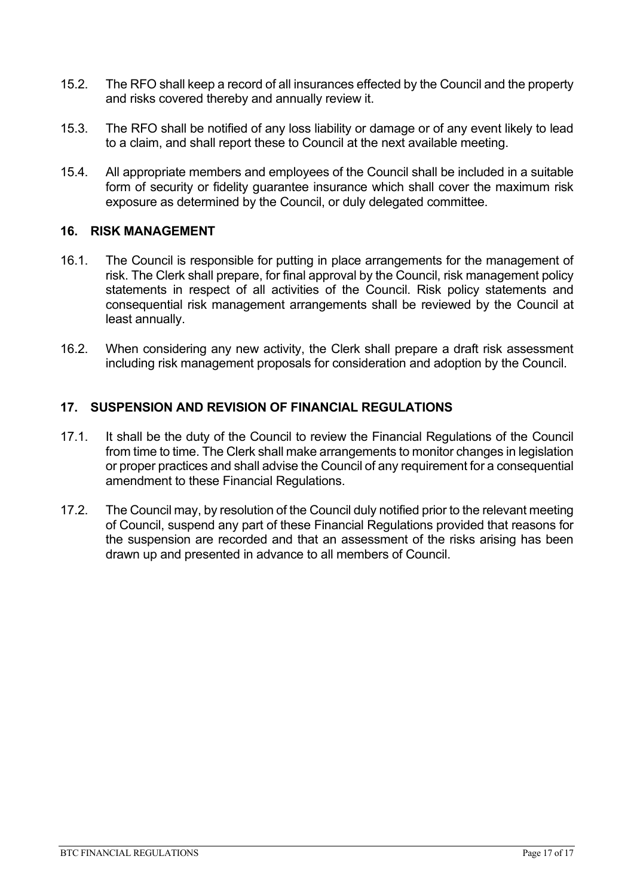15.2. The RFO shall keep a record of all insurances effected by the Council and the property and risks covered thereby and annually review it.

15.3. The RFO shall be notified of any loss liability or damage or of any event likely to lead to a claim, and shall report these to Council at the next available meeting.

15.4. All appropriate members and employees of the Council shall be included in a suitable form of security or fidelity guarantee insurance which shall cover the maximum risk exposure as determined by the Council, or duly delegated committee.

## 16. RISK MANAGEMENT

16.1. The Council is responsible for putting in place arrangements for the management of risk. The Clerk shall prepare, for final approval by the Council, risk management policy statements in respect of all activities of the Council. Risk policy statements and consequential risk management arrangements shall be reviewed by the Council at least annually.

16.2. When considering any new activity, the Clerk shall prepare a draft risk assessment including risk management proposals for consideration and adoption by the Council.

## 17. SUSPENSION AND REVISION OF FINANCIAL REGULATIONS

17.1. It shall be the duty of the Council to review the Financial Regulations of the Council from time to time. The Clerk shall make arrangements to monitor changes in legislation or proper practices and shall advise the Council of any requirement for a consequential amendment to these Financial Regulations.

17.2. The Council may, by resolution of the Council duly notified prior to the relevant meeting of Council, suspend any part of these Financial Regulations provided that reasons for the suspension are recorded and that an assessment of the risks arising has been drawn up and presented in advance to all members of Council.